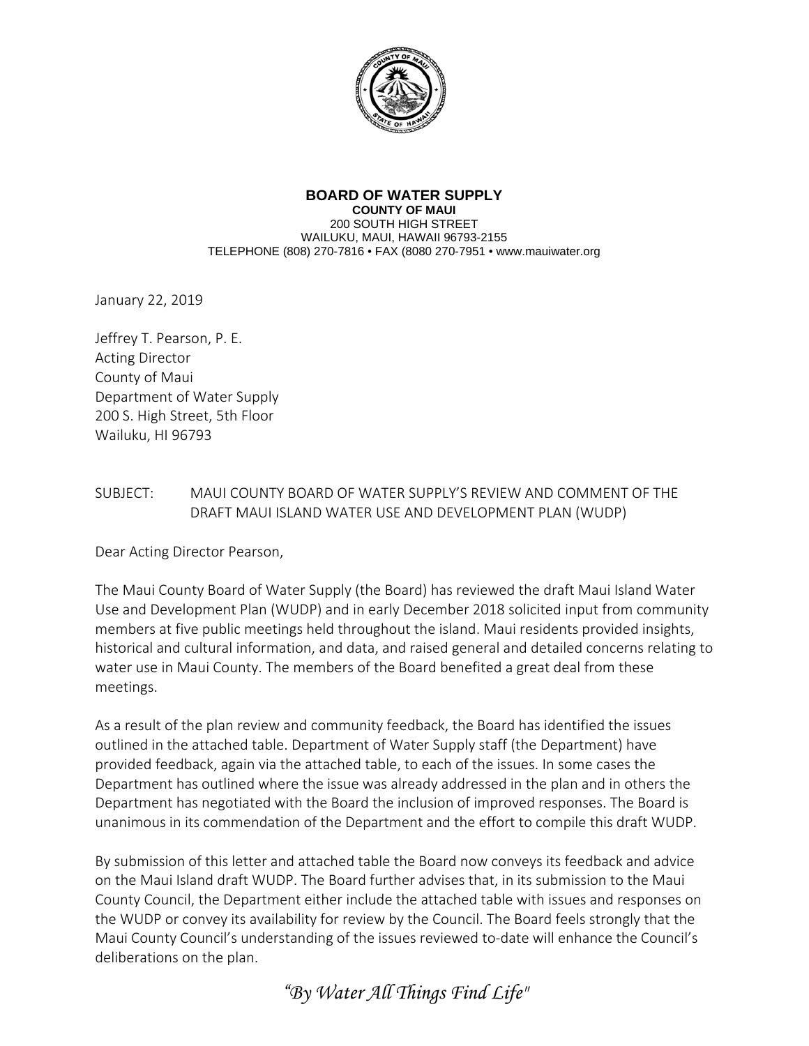**BOARD OF WATER SUPPLY**
**COUNTY OF MAUI**
200 SOUTH HIGH STREET
WAILUKU, MAUI, HAWAII 96793-2155
TELEPHONE (808) 270-7816 • FAX (8080 270-7951 • www.mauiwater.org

January 22, 2019

Jeffrey T. Pearson, P. E.
Acting Director
County of Maui
Department of Water Supply
200 S. High Street, 5th Floor
Wailuku, HI 96793

SUBJECT: MAUI COUNTY BOARD OF WATER SUPPLY'S REVIEW AND COMMENT OF THE DRAFT MAUI ISLAND WATER USE AND DEVELOPMENT PLAN (WUDP)

Dear Acting Director Pearson,

The Maui County Board of Water Supply (the Board) has reviewed the draft Maui Island Water Use and Development Plan (WUDP) and in early December 2018 solicited input from community members at five public meetings held throughout the island. Maui residents provided insights, historical and cultural information, and data, and raised general and detailed concerns relating to water use in Maui County. The members of the Board benefited a great deal from these meetings.

As a result of the plan review and community feedback, the Board has identified the issues outlined in the attached table. Department of Water Supply staff (the Department) have provided feedback, again via the attached table, to each of the issues. In some cases the Department has outlined where the issue was already addressed in the plan and in others the Department has negotiated with the Board the inclusion of improved responses. The Board is unanimous in its commendation of the Department and the effort to compile this draft WUDP.

By submission of this letter and attached table the Board now conveys its feedback and advice on the Maui Island draft WUDP. The Board further advises that, in its submission to the Maui County Council, the Department either include the attached table with issues and responses on the WUDP or convey its availability for review by the Council. The Board feels strongly that the Maui County Council's understanding of the issues reviewed to-date will enhance the Council's deliberations on the plan.

*"By Water All Things Find Life"*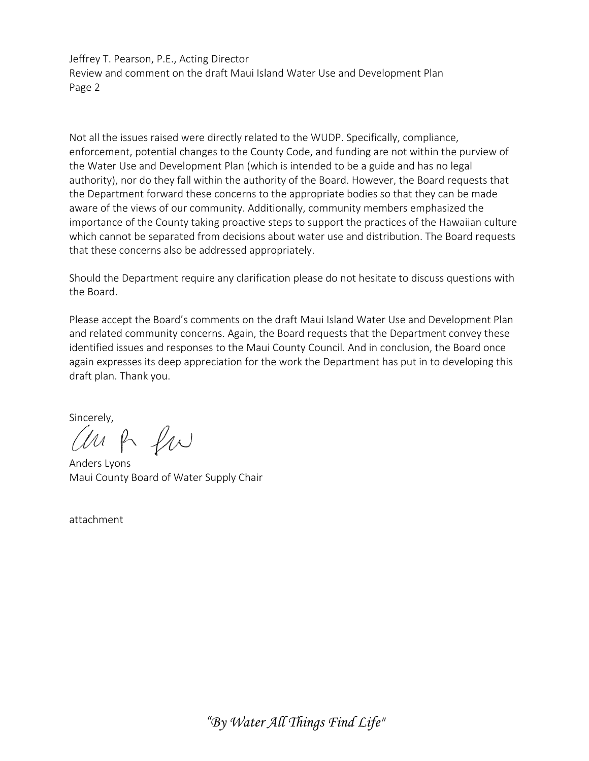Not all the issues raised were directly related to the WUDP. Specifically, compliance, enforcement, potential changes to the County Code, and funding are not within the purview of the Water Use and Development Plan (which is intended to be a guide and has no legal authority), nor do they fall within the authority of the Board. However, the Board requests that the Department forward these concerns to the appropriate bodies so that they can be made aware of the views of our community. Additionally, community members emphasized the importance of the County taking proactive steps to support the practices of the Hawaiian culture which cannot be separated from decisions about water use and distribution. The Board requests that these concerns also be addressed appropriately.

Should the Department require any clarification please do not hesitate to discuss questions with the Board.

Please accept the Board's comments on the draft Maui Island Water Use and Development Plan and related community concerns. Again, the Board requests that the Department convey these identified issues and responses to the Maui County Council. And in conclusion, the Board once again expresses its deep appreciation for the work the Department has put in to developing this draft plan. Thank you.

Sincerely,

Anders Lyons
Maui County Board of Water Supply Chair

attachment

*"By Water All Things Find Life"*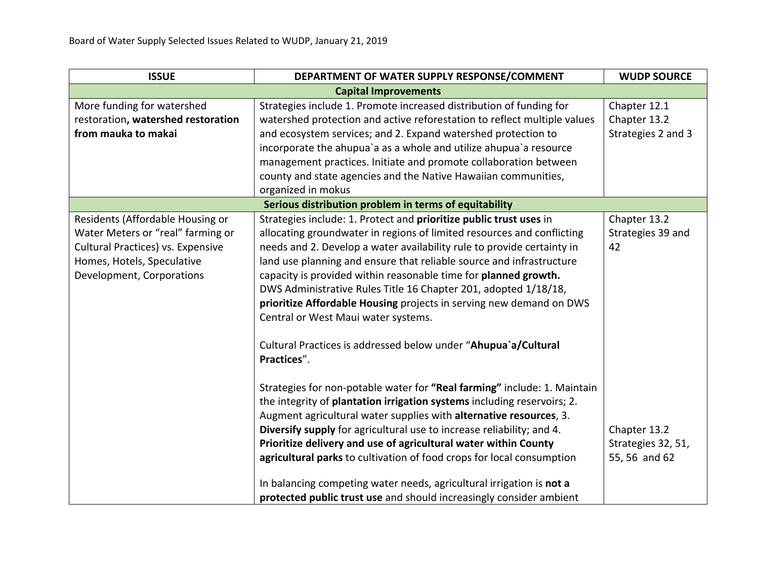Board of Water Supply Selected Issues Related to WUDP, January 21, 2019

| ISSUE | DEPARTMENT OF WATER SUPPLY RESPONSE/COMMENT | WUDP SOURCE |
|---|---|---|
| **Capital Improvements** | | |
| More funding for watershed restoration**, watershed restoration from mauka to makai** | Strategies include 1. Promote increased distribution of funding for watershed protection and active reforestation to reflect multiple values and ecosystem services; and 2. Expand watershed protection to incorporate the ahupua`a as a whole and utilize ahupua`a resource management practices. Initiate and promote collaboration between county and state agencies and the Native Hawaiian communities, organized in mokus | Chapter 12.1<br>Chapter 13.2<br>Strategies 2 and 3 |
| **Serious distribution problem in terms of equitability** | | |
| Residents (Affordable Housing or Water Meters or "real" farming or Cultural Practices) vs. Expensive Homes, Hotels, Speculative Development, Corporations | Strategies include: 1. Protect and **prioritize public trust uses** in allocating groundwater in regions of limited resources and conflicting needs and 2. Develop a water availability rule to provide certainty in land use planning and ensure that reliable source and infrastructure capacity is provided within reasonable time for **planned growth.** DWS Administrative Rules Title 16 Chapter 201, adopted 1/18/18, **prioritize Affordable Housing** projects in serving new demand on DWS Central or West Maui water systems.<br><br>Cultural Practices is addressed below under "**Ahupua`a/Cultural Practices**".<br><br>Strategies for non-potable water for **"Real farming"** include: 1. Maintain the integrity of **plantation irrigation systems** including reservoirs; 2. Augment agricultural water supplies with **alternative resources**, 3. **Diversify supply** for agricultural use to increase reliability; and 4. **Prioritize delivery and use of agricultural water within County agricultural parks** to cultivation of food crops for local consumption<br><br>In balancing competing water needs, agricultural irrigation is **not a protected public trust use** and should increasingly consider ambient | Chapter 13.2<br>Strategies 39 and 42<br><br><br><br><br><br><br><br><br><br>Chapter 13.2<br>Strategies 32, 51, 55, 56 and 62 |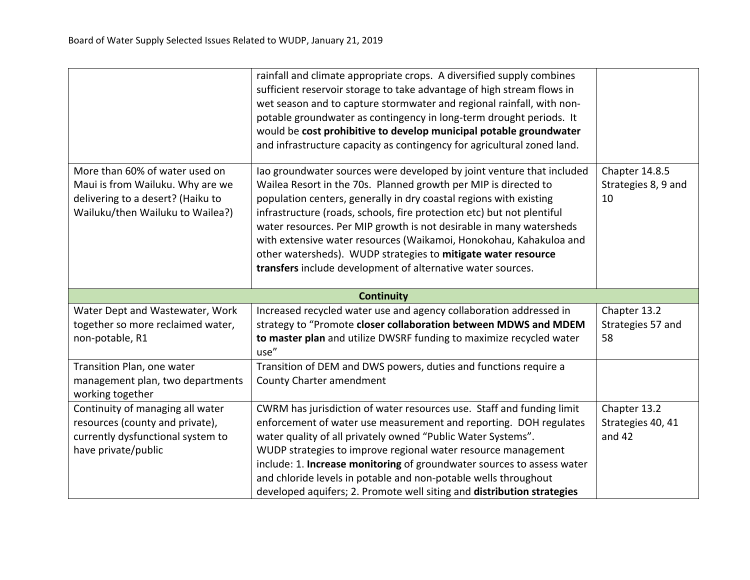| | | |
|---|---|---|
| | rainfall and climate appropriate crops. A diversified supply combines sufficient reservoir storage to take advantage of high stream flows in wet season and to capture stormwater and regional rainfall, with non-potable groundwater as contingency in long-term drought periods. It would be **cost prohibitive to develop municipal potable groundwater** and infrastructure capacity as contingency for agricultural zoned land. | |
| More than 60% of water used on Maui is from Wailuku. Why are we delivering to a desert? (Haiku to Wailuku/then Wailuku to Wailea?) | Iao groundwater sources were developed by joint venture that included Wailea Resort in the 70s. Planned growth per MIP is directed to population centers, generally in dry coastal regions with existing infrastructure (roads, schools, fire protection etc) but not plentiful water resources. Per MIP growth is not desirable in many watersheds with extensive water resources (Waikamoi, Honokohau, Kahakuloa and other watersheds). WUDP strategies to **mitigate water resource transfers** include development of alternative water sources. | Chapter 14.8.5 Strategies 8, 9 and 10 |
| | **Continuity** | |
| Water Dept and Wastewater, Work together so more reclaimed water, non-potable, R1 | Increased recycled water use and agency collaboration addressed in strategy to "Promote **closer collaboration between MDWS and MDEM to master plan** and utilize DWSRF funding to maximize recycled water use" | Chapter 13.2 Strategies 57 and 58 |
| Transition Plan, one water management plan, two departments working together | Transition of DEM and DWS powers, duties and functions require a County Charter amendment | |
| Continuity of managing all water resources (county and private), currently dysfunctional system to have private/public | CWRM has jurisdiction of water resources use. Staff and funding limit enforcement of water use measurement and reporting. DOH regulates water quality of all privately owned "Public Water Systems". WUDP strategies to improve regional water resource management include: 1. **Increase monitoring** of groundwater sources to assess water and chloride levels in potable and non-potable wells throughout developed aquifers; 2. Promote well siting and **distribution strategies** | Chapter 13.2 Strategies 40, 41 and 42 |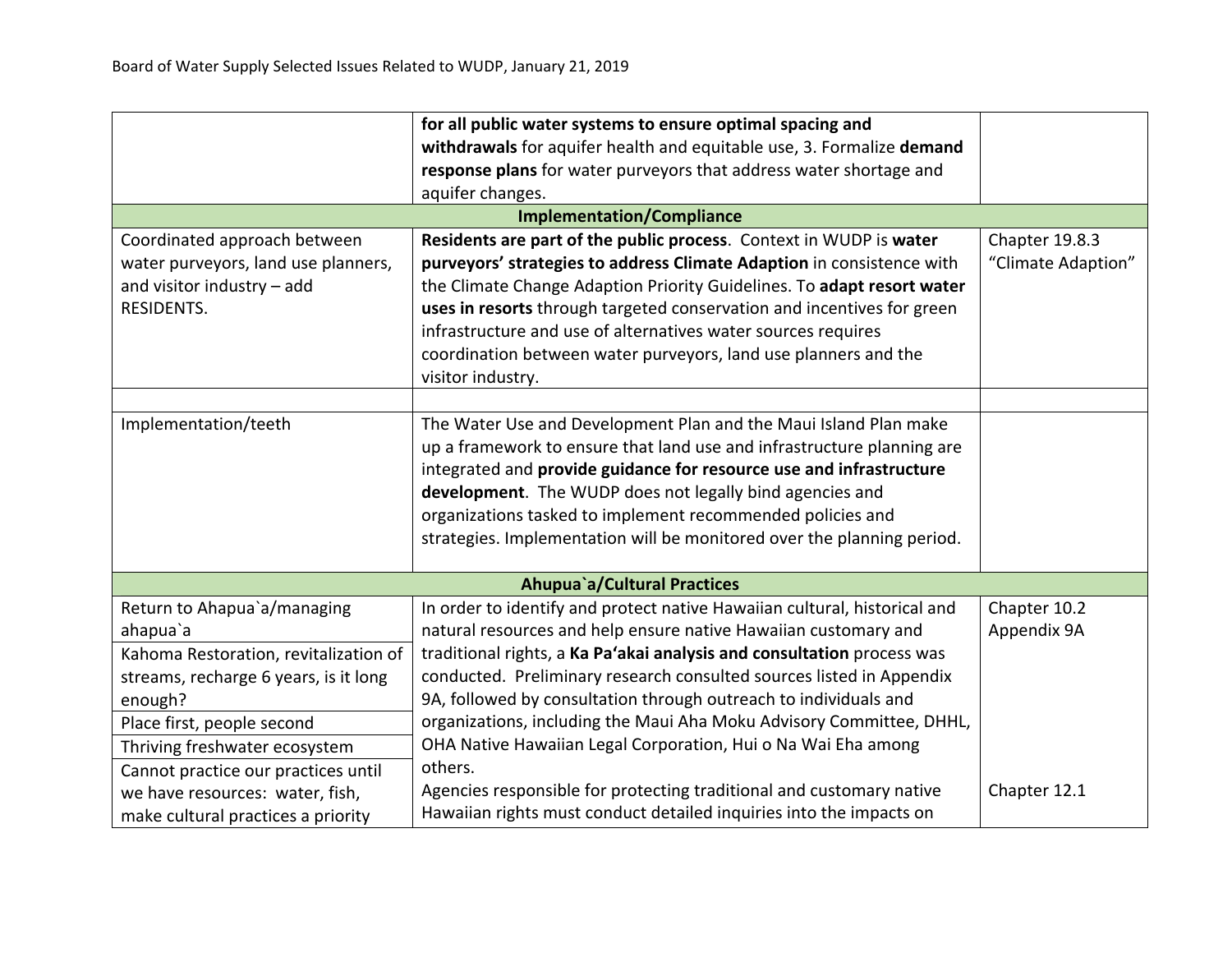| | | |
|---|---|---|
| | **for all public water systems to ensure optimal spacing and withdrawals** for aquifer health and equitable use, 3. Formalize **demand response plans** for water purveyors that address water shortage and aquifer changes. | |
| **Implementation/Compliance** | | |
| Coordinated approach between water purveyors, land use planners, and visitor industry – add RESIDENTS. | **Residents are part of the public process**. Context in WUDP is **water purveyors' strategies to address Climate Adaption** in consistence with the Climate Change Adaption Priority Guidelines. To **adapt resort water uses in resorts** through targeted conservation and incentives for green infrastructure and use of alternatives water sources requires coordination between water purveyors, land use planners and the visitor industry. | Chapter 19.8.3 "Climate Adaption" |
| | | |
| Implementation/teeth | The Water Use and Development Plan and the Maui Island Plan make up a framework to ensure that land use and infrastructure planning are integrated and **provide guidance for resource use and infrastructure development**. The WUDP does not legally bind agencies and organizations tasked to implement recommended policies and strategies. Implementation will be monitored over the planning period. | |
| **Ahupua`a/Cultural Practices** | | |
| Return to Ahapua`a/managing ahapua`a<br>Kahoma Restoration, revitalization of streams, recharge 6 years, is it long enough?<br>Place first, people second<br>Thriving freshwater ecosystem<br>Cannot practice our practices until we have resources: water, fish, make cultural practices a priority | In order to identify and protect native Hawaiian cultural, historical and natural resources and help ensure native Hawaiian customary and traditional rights, a **Ka Pa'akai analysis and consultation** process was conducted. Preliminary research consulted sources listed in Appendix 9A, followed by consultation through outreach to individuals and organizations, including the Maui Aha Moku Advisory Committee, DHHL, OHA Native Hawaiian Legal Corporation, Hui o Na Wai Eha among others.<br>Agencies responsible for protecting traditional and customary native Hawaiian rights must conduct detailed inquiries into the impacts on | Chapter 10.2<br>Appendix 9A<br><br><br><br><br>Chapter 12.1 |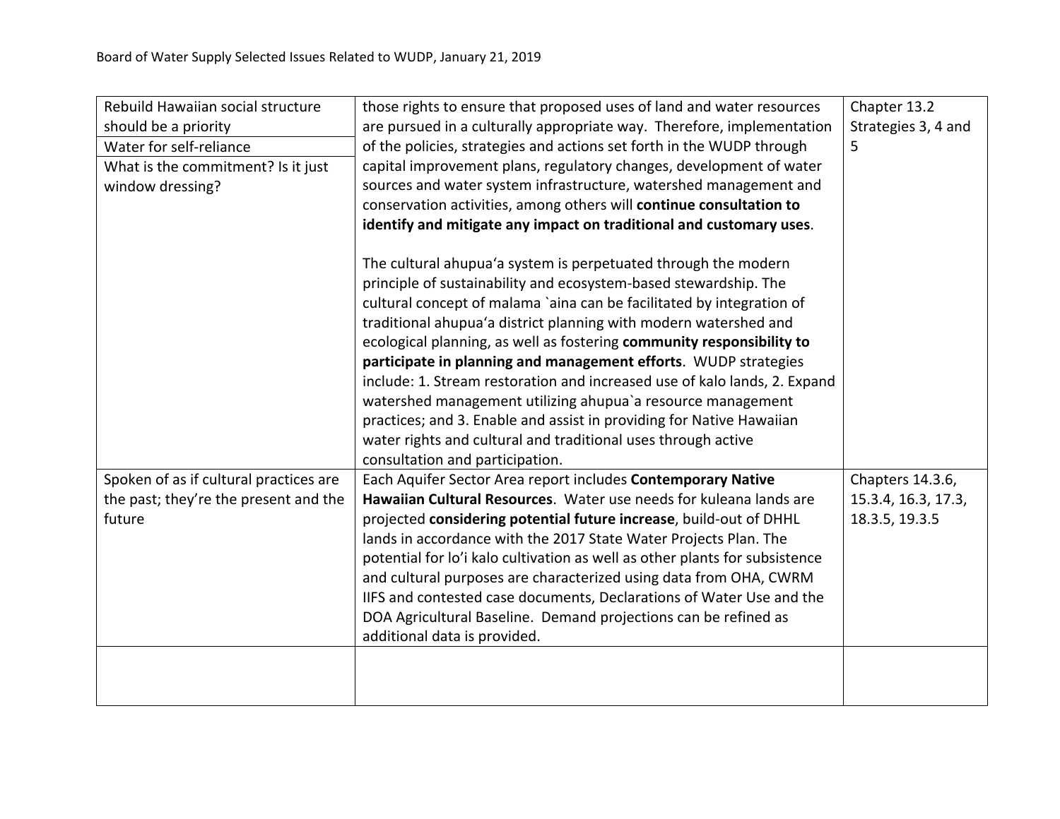| | | |
|---|---|---|
| Rebuild Hawaiian social structure should be a priority<br><br>Water for self-reliance<br><br>What is the commitment? Is it just window dressing? | those rights to ensure that proposed uses of land and water resources are pursued in a culturally appropriate way. Therefore, implementation of the policies, strategies and actions set forth in the WUDP through capital improvement plans, regulatory changes, development of water sources and water system infrastructure, watershed management and conservation activities, among others will **continue consultation to identify and mitigate any impact on traditional and customary uses**.<br><br>The cultural ahupuaʻa system is perpetuated through the modern principle of sustainability and ecosystem-based stewardship. The cultural concept of malama `aina can be facilitated by integration of traditional ahupuaʻa district planning with modern watershed and ecological planning, as well as fostering **community responsibility to participate in planning and management efforts**. WUDP strategies include: 1. Stream restoration and increased use of kalo lands, 2. Expand watershed management utilizing ahupua`a resource management practices; and 3. Enable and assist in providing for Native Hawaiian water rights and cultural and traditional uses through active consultation and participation. | Chapter 13.2 Strategies 3, 4 and 5 |
| Spoken of as if cultural practices are the past; they're the present and the future | Each Aquifer Sector Area report includes **Contemporary Native Hawaiian Cultural Resources**. Water use needs for kuleana lands are projected **considering potential future increase**, build-out of DHHL lands in accordance with the 2017 State Water Projects Plan. The potential for lo'i kalo cultivation as well as other plants for subsistence and cultural purposes are characterized using data from OHA, CWRM IIFS and contested case documents, Declarations of Water Use and the DOA Agricultural Baseline. Demand projections can be refined as additional data is provided. | Chapters 14.3.6, 15.3.4, 16.3, 17.3, 18.3.5, 19.3.5 |
| | | |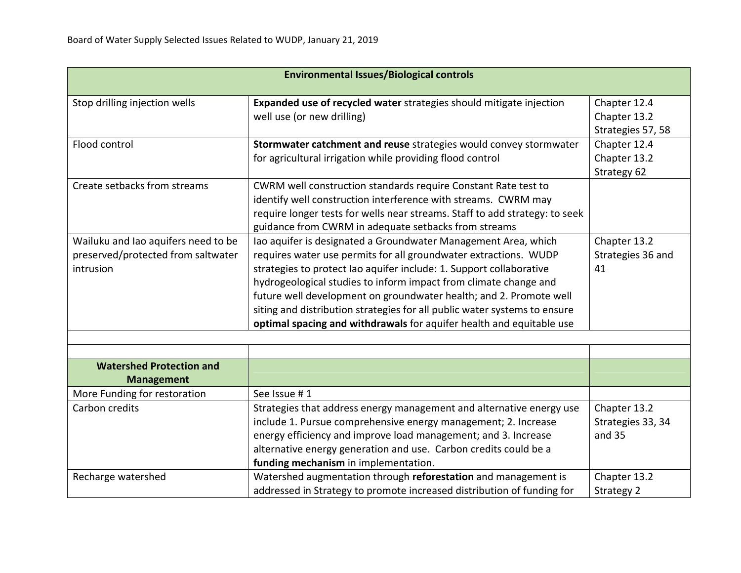| Environmental Issues/Biological controls | | |
|---|---|---|
| Stop drilling injection wells | **Expanded use of recycled water** strategies should mitigate injection well use (or new drilling) | Chapter 12.4<br>Chapter 13.2<br>Strategies 57, 58 |
| Flood control | **Stormwater catchment and reuse** strategies would convey stormwater for agricultural irrigation while providing flood control | Chapter 12.4<br>Chapter 13.2<br>Strategy 62 |
| Create setbacks from streams | CWRM well construction standards require Constant Rate test to identify well construction interference with streams. CWRM may require longer tests for wells near streams. Staff to add strategy: to seek guidance from CWRM in adequate setbacks from streams | |
| Wailuku and Iao aquifers need to be preserved/protected from saltwater intrusion | Iao aquifer is designated a Groundwater Management Area, which requires water use permits for all groundwater extractions. WUDP strategies to protect Iao aquifer include: 1. Support collaborative hydrogeological studies to inform impact from climate change and future well development on groundwater health; and 2. Promote well siting and distribution strategies for all public water systems to ensure **optimal spacing and withdrawals** for aquifer health and equitable use | Chapter 13.2<br>Strategies 36 and 41 |
| | | |
| | | |
| **Watershed Protection and Management** | | |
| More Funding for restoration | See Issue # 1 | |
| Carbon credits | Strategies that address energy management and alternative energy use include 1. Pursue comprehensive energy management; 2. Increase energy efficiency and improve load management; and 3. Increase alternative energy generation and use. Carbon credits could be a **funding mechanism** in implementation. | Chapter 13.2<br>Strategies 33, 34 and 35 |
| Recharge watershed | Watershed augmentation through **reforestation** and management is addressed in Strategy to promote increased distribution of funding for | Chapter 13.2<br>Strategy 2 |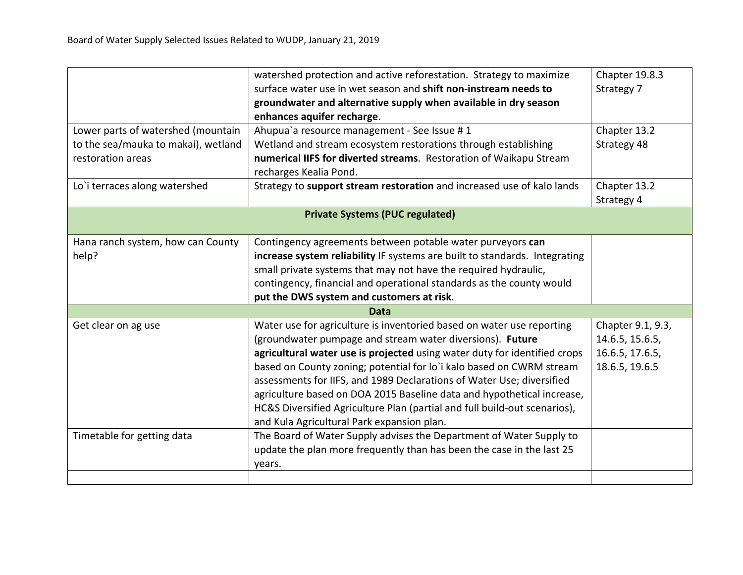| | | |
|---|---|---|
| | watershed protection and active reforestation. Strategy to maximize surface water use in wet season and **shift non-instream needs to groundwater and alternative supply when available in dry season enhances aquifer recharge**. | Chapter 19.8.3 Strategy 7 |
| Lower parts of watershed (mountain to the sea/mauka to makai), wetland restoration areas | Ahupua`a resource management - See Issue # 1<br>Wetland and stream ecosystem restorations through establishing **numerical IIFS for diverted streams**. Restoration of Waikapu Stream recharges Kealia Pond. | Chapter 13.2 Strategy 48 |
| Lo`i terraces along watershed | Strategy to **support stream restoration** and increased use of kalo lands | Chapter 13.2 Strategy 4 |
| **Private Systems (PUC regulated)** | | |
| Hana ranch system, how can County help? | Contingency agreements between potable water purveyors **can increase system reliability** IF systems are built to standards. Integrating small private systems that may not have the required hydraulic, contingency, financial and operational standards as the county would **put the DWS system and customers at risk**. | |
| **Data** | | |
| Get clear on ag use | Water use for agriculture is inventoried based on water use reporting (groundwater pumpage and stream water diversions). **Future agricultural water use is projected** using water duty for identified crops based on County zoning; potential for lo`i kalo based on CWRM stream assessments for IIFS, and 1989 Declarations of Water Use; diversified agriculture based on DOA 2015 Baseline data and hypothetical increase, HC&S Diversified Agriculture Plan (partial and full build-out scenarios), and Kula Agricultural Park expansion plan. | Chapter 9.1, 9.3, 14.6.5, 15.6.5, 16.6.5, 17.6.5, 18.6.5, 19.6.5 |
| Timetable for getting data | The Board of Water Supply advises the Department of Water Supply to update the plan more frequently than has been the case in the last 25 years. | |
| | | |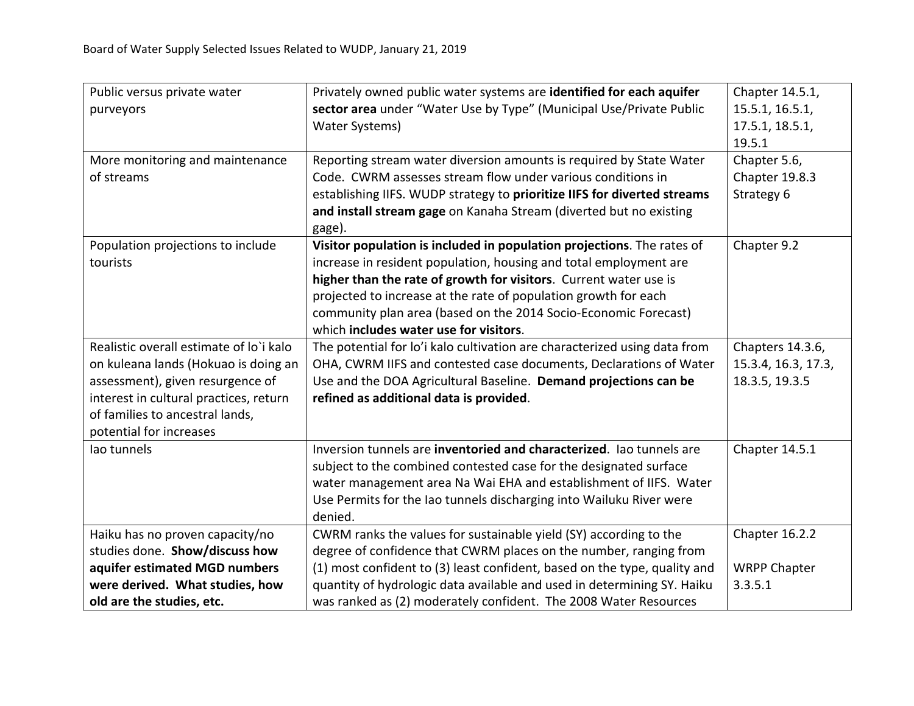| | | |
|---|---|---|
| Public versus private water purveyors | Privately owned public water systems are **identified for each aquifer sector area** under "Water Use by Type" (Municipal Use/Private Public Water Systems) | Chapter 14.5.1, 15.5.1, 16.5.1, 17.5.1, 18.5.1, 19.5.1 |
| More monitoring and maintenance of streams | Reporting stream water diversion amounts is required by State Water Code. CWRM assesses stream flow under various conditions in establishing IIFS. WUDP strategy to **prioritize IIFS for diverted streams and install stream gage** on Kanaha Stream (diverted but no existing gage). | Chapter 5.6, Chapter 19.8.3 Strategy 6 |
| Population projections to include tourists | **Visitor population is included in population projections**. The rates of increase in resident population, housing and total employment are **higher than the rate of growth for visitors**. Current water use is projected to increase at the rate of population growth for each community plan area (based on the 2014 Socio-Economic Forecast) which **includes water use for visitors**. | Chapter 9.2 |
| Realistic overall estimate of lo`i kalo on kuleana lands (Hokuao is doing an assessment), given resurgence of interest in cultural practices, return of families to ancestral lands, potential for increases | The potential for lo'i kalo cultivation are characterized using data from OHA, CWRM IIFS and contested case documents, Declarations of Water Use and the DOA Agricultural Baseline. **Demand projections can be refined as additional data is provided**. | Chapters 14.3.6, 15.3.4, 16.3, 17.3, 18.3.5, 19.3.5 |
| Iao tunnels | Inversion tunnels are **inventoried and characterized**. Iao tunnels are subject to the combined contested case for the designated surface water management area Na Wai EHA and establishment of IIFS. Water Use Permits for the Iao tunnels discharging into Wailuku River were denied. | Chapter 14.5.1 |
| Haiku has no proven capacity/no studies done. **Show/discuss how aquifer estimated MGD numbers were derived. What studies, how old are the studies, etc.** | CWRM ranks the values for sustainable yield (SY) according to the degree of confidence that CWRM places on the number, ranging from (1) most confident to (3) least confident, based on the type, quality and quantity of hydrologic data available and used in determining SY. Haiku was ranked as (2) moderately confident. The 2008 Water Resources | Chapter 16.2.2<br><br>WRPP Chapter 3.3.5.1 |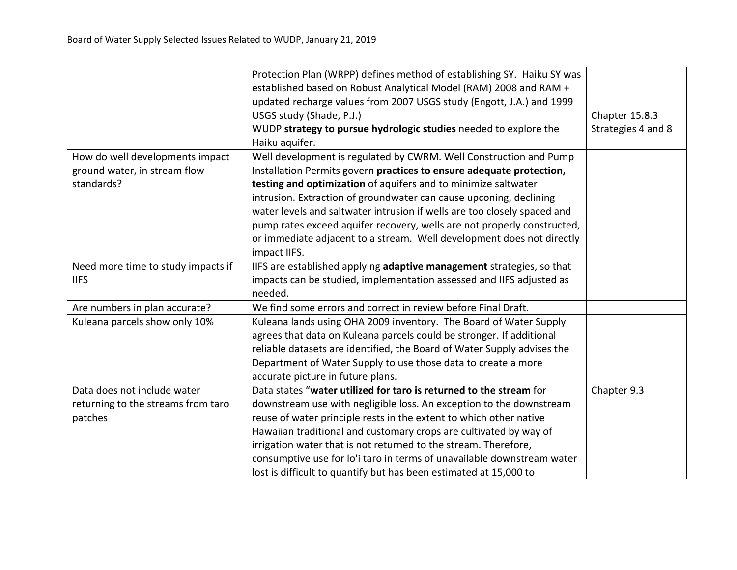| | | |
|---|---|---|
| | Protection Plan (WRPP) defines method of establishing SY. Haiku SY was established based on Robust Analytical Model (RAM) 2008 and RAM + updated recharge values from 2007 USGS study (Engott, J.A.) and 1999 USGS study (Shade, P.J.)<br>WUDP **strategy to pursue hydrologic studies** needed to explore the Haiku aquifer. | Chapter 15.8.3 Strategies 4 and 8 |
| How do well developments impact ground water, in stream flow standards? | Well development is regulated by CWRM. Well Construction and Pump Installation Permits govern **practices to ensure adequate protection, testing and optimization** of aquifers and to minimize saltwater intrusion. Extraction of groundwater can cause upconing, declining water levels and saltwater intrusion if wells are too closely spaced and pump rates exceed aquifer recovery, wells are not properly constructed, or immediate adjacent to a stream. Well development does not directly impact IIFS. | |
| Need more time to study impacts if IIFS | IIFS are established applying **adaptive management** strategies, so that impacts can be studied, implementation assessed and IIFS adjusted as needed. | |
| Are numbers in plan accurate? | We find some errors and correct in review before Final Draft. | |
| Kuleana parcels show only 10% | Kuleana lands using OHA 2009 inventory. The Board of Water Supply agrees that data on Kuleana parcels could be stronger. If additional reliable datasets are identified, the Board of Water Supply advises the Department of Water Supply to use those data to create a more accurate picture in future plans. | |
| Data does not include water returning to the streams from taro patches | Data states "**water utilized for taro is returned to the stream** for downstream use with negligible loss. An exception to the downstream reuse of water principle rests in the extent to which other native Hawaiian traditional and customary crops are cultivated by way of irrigation water that is not returned to the stream. Therefore, consumptive use for lo'i taro in terms of unavailable downstream water lost is difficult to quantify but has been estimated at 15,000 to | Chapter 9.3 |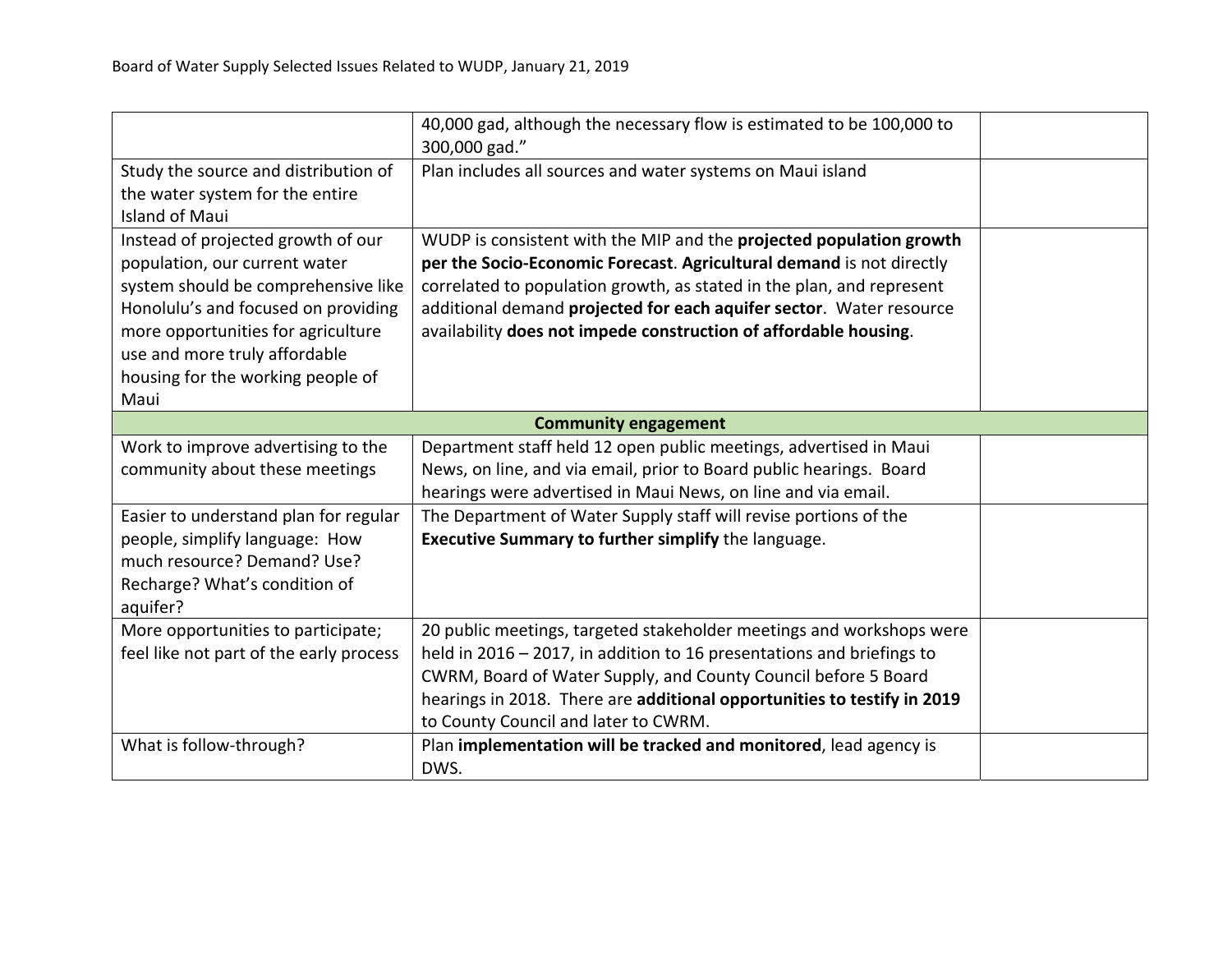| | | |
|---|---|---|
| | 40,000 gad, although the necessary flow is estimated to be 100,000 to 300,000 gad." | |
| Study the source and distribution of the water system for the entire Island of Maui | Plan includes all sources and water systems on Maui island | |
| Instead of projected growth of our population, our current water system should be comprehensive like Honolulu's and focused on providing more opportunities for agriculture use and more truly affordable housing for the working people of Maui | WUDP is consistent with the MIP and the **projected population growth per the Socio-Economic Forecast**. **Agricultural demand** is not directly correlated to population growth, as stated in the plan, and represent additional demand **projected for each aquifer sector**. Water resource availability **does not impede construction of affordable housing**. | |
| **Community engagement** | | |
| Work to improve advertising to the community about these meetings | Department staff held 12 open public meetings, advertised in Maui News, on line, and via email, prior to Board public hearings. Board hearings were advertised in Maui News, on line and via email. | |
| Easier to understand plan for regular people, simplify language: How much resource? Demand? Use? Recharge? What's condition of aquifer? | The Department of Water Supply staff will revise portions of the **Executive Summary to further simplify** the language. | |
| More opportunities to participate; feel like not part of the early process | 20 public meetings, targeted stakeholder meetings and workshops were held in 2016 – 2017, in addition to 16 presentations and briefings to CWRM, Board of Water Supply, and County Council before 5 Board hearings in 2018. There are **additional opportunities to testify in 2019** to County Council and later to CWRM. | |
| What is follow-through? | Plan **implementation will be tracked and monitored**, lead agency is DWS. | |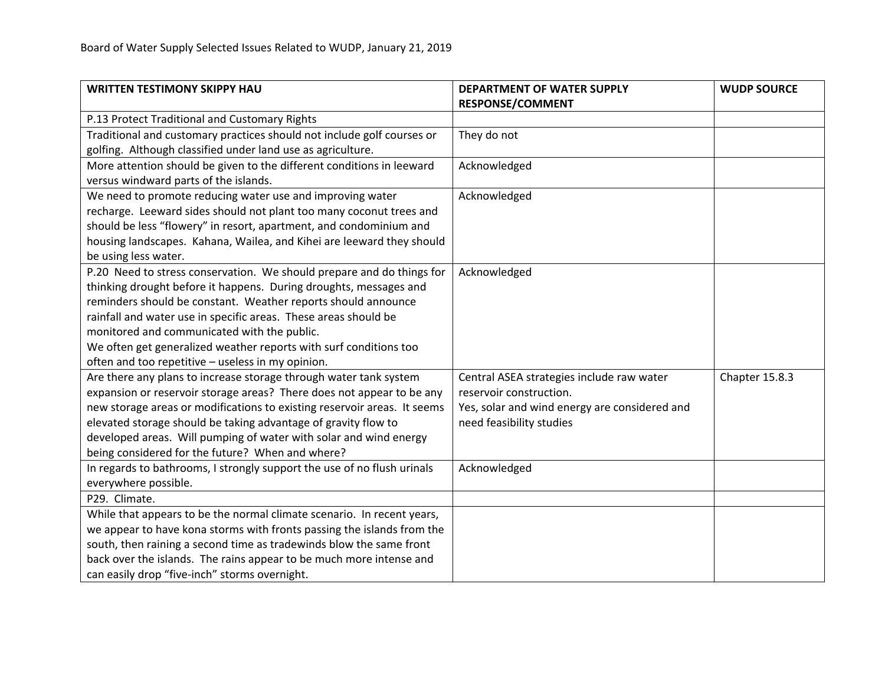Board of Water Supply Selected Issues Related to WUDP, January 21, 2019

| WRITTEN TESTIMONY SKIPPY HAU | DEPARTMENT OF WATER SUPPLY RESPONSE/COMMENT | WUDP SOURCE |
|---|---|---|
| P.13 Protect Traditional and Customary Rights | | |
| Traditional and customary practices should not include golf courses or golfing. Although classified under land use as agriculture. | They do not | |
| More attention should be given to the different conditions in leeward versus windward parts of the islands. | Acknowledged | |
| We need to promote reducing water use and improving water recharge. Leeward sides should not plant too many coconut trees and should be less "flowery" in resort, apartment, and condominium and housing landscapes. Kahana, Wailea, and Kihei are leeward they should be using less water. | Acknowledged | |
| P.20 Need to stress conservation. We should prepare and do things for thinking drought before it happens. During droughts, messages and reminders should be constant. Weather reports should announce rainfall and water use in specific areas. These areas should be monitored and communicated with the public.<br>We often get generalized weather reports with surf conditions too often and too repetitive – useless in my opinion. | Acknowledged | |
| Are there any plans to increase storage through water tank system expansion or reservoir storage areas? There does not appear to be any new storage areas or modifications to existing reservoir areas. It seems elevated storage should be taking advantage of gravity flow to developed areas. Will pumping of water with solar and wind energy being considered for the future? When and where? | Central ASEA strategies include raw water reservoir construction.<br>Yes, solar and wind energy are considered and need feasibility studies | Chapter 15.8.3 |
| In regards to bathrooms, I strongly support the use of no flush urinals everywhere possible. | Acknowledged | |
| P29. Climate. | | |
| While that appears to be the normal climate scenario. In recent years, we appear to have kona storms with fronts passing the islands from the south, then raining a second time as tradewinds blow the same front back over the islands. The rains appear to be much more intense and can easily drop "five-inch" storms overnight. | | |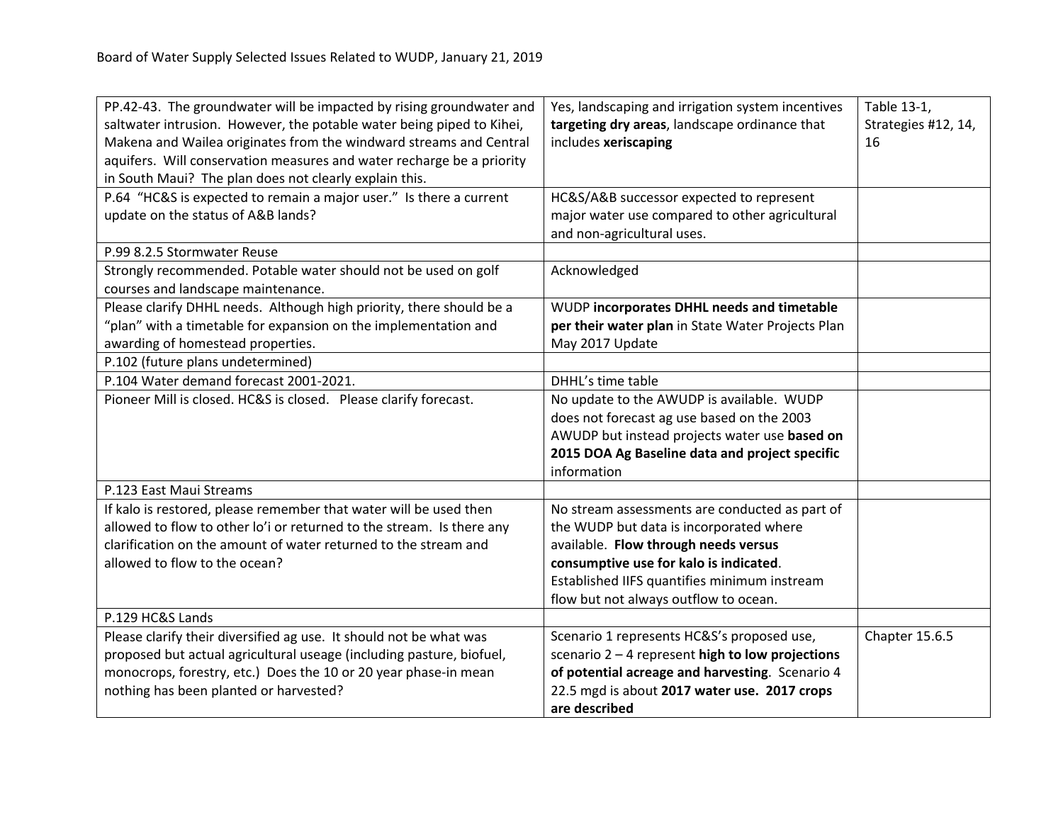Board of Water Supply Selected Issues Related to WUDP, January 21, 2019

| | | |
|---|---|---|
| PP.42-43. The groundwater will be impacted by rising groundwater and saltwater intrusion. However, the potable water being piped to Kihei, Makena and Wailea originates from the windward streams and Central aquifers. Will conservation measures and water recharge be a priority in South Maui? The plan does not clearly explain this. | Yes, landscaping and irrigation system incentives **targeting dry areas**, landscape ordinance that includes **xeriscaping** | Table 13-1, Strategies #12, 14, 16 |
| P.64 "HC&S is expected to remain a major user." Is there a current update on the status of A&B lands? | HC&S/A&B successor expected to represent major water use compared to other agricultural and non-agricultural uses. | |
| P.99 8.2.5 Stormwater Reuse | | |
| Strongly recommended. Potable water should not be used on golf courses and landscape maintenance. | Acknowledged | |
| Please clarify DHHL needs. Although high priority, there should be a "plan" with a timetable for expansion on the implementation and awarding of homestead properties. | WUDP **incorporates DHHL needs and timetable per their water plan** in State Water Projects Plan May 2017 Update | |
| P.102 (future plans undetermined) | | |
| P.104 Water demand forecast 2001-2021. | DHHL's time table | |
| Pioneer Mill is closed. HC&S is closed. Please clarify forecast. | No update to the AWUDP is available. WUDP does not forecast ag use based on the 2003 AWUDP but instead projects water use **based on 2015 DOA Ag Baseline data and project specific** information | |
| P.123 East Maui Streams | | |
| If kalo is restored, please remember that water will be used then allowed to flow to other lo'i or returned to the stream. Is there any clarification on the amount of water returned to the stream and allowed to flow to the ocean? | No stream assessments are conducted as part of the WUDP but data is incorporated where available. **Flow through needs versus consumptive use for kalo is indicated**. Established IIFS quantifies minimum instream flow but not always outflow to ocean. | |
| P.129 HC&S Lands | | |
| Please clarify their diversified ag use. It should not be what was proposed but actual agricultural useage (including pasture, biofuel, monocrops, forestry, etc.) Does the 10 or 20 year phase-in mean nothing has been planted or harvested? | Scenario 1 represents HC&S's proposed use, scenario 2 – 4 represent **high to low projections of potential acreage and harvesting**. Scenario 4 22.5 mgd is about **2017 water use. 2017 crops are described** | Chapter 15.6.5 |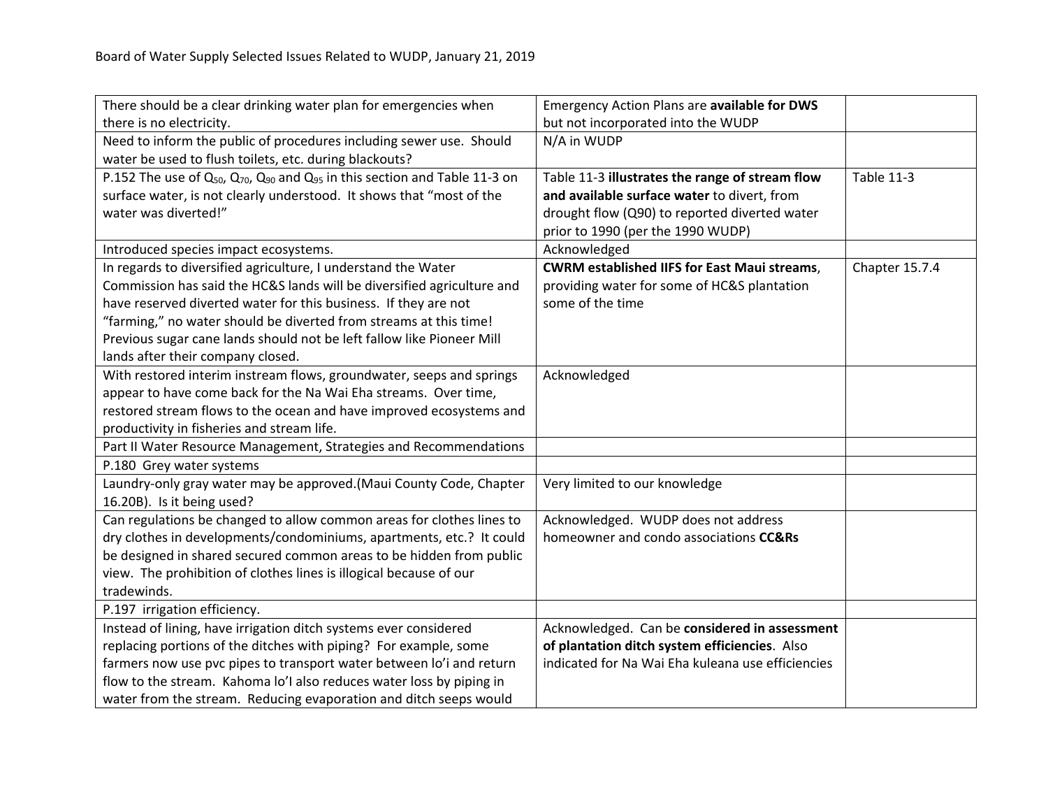Board of Water Supply Selected Issues Related to WUDP, January 21, 2019

| | | |
|---|---|---|
| There should be a clear drinking water plan for emergencies when there is no electricity. | Emergency Action Plans are **available for DWS** but not incorporated into the WUDP | |
| Need to inform the public of procedures including sewer use. Should water be used to flush toilets, etc. during blackouts? | N/A in WUDP | |
| P.152 The use of $Q_{50}$, $Q_{70}$, $Q_{90}$ and $Q_{95}$ in this section and Table 11-3 on surface water, is not clearly understood. It shows that "most of the water was diverted!" | Table 11-3 **illustrates the range of stream flow and available surface water** to divert, from drought flow (Q90) to reported diverted water prior to 1990 (per the 1990 WUDP) | Table 11-3 |
| Introduced species impact ecosystems. | Acknowledged | |
| In regards to diversified agriculture, I understand the Water Commission has said the HC&S lands will be diversified agriculture and have reserved diverted water for this business. If they are not "farming," no water should be diverted from streams at this time! Previous sugar cane lands should not be left fallow like Pioneer Mill lands after their company closed. | **CWRM established IIFS for East Maui streams**, providing water for some of HC&S plantation some of the time | Chapter 15.7.4 |
| With restored interim instream flows, groundwater, seeps and springs appear to have come back for the Na Wai Eha streams. Over time, restored stream flows to the ocean and have improved ecosystems and productivity in fisheries and stream life. | Acknowledged | |
| Part II Water Resource Management, Strategies and Recommendations | | |
| P.180 Grey water systems | | |
| Laundry-only gray water may be approved.(Maui County Code, Chapter 16.20B). Is it being used? | Very limited to our knowledge | |
| Can regulations be changed to allow common areas for clothes lines to dry clothes in developments/condominiums, apartments, etc.? It could be designed in shared secured common areas to be hidden from public view. The prohibition of clothes lines is illogical because of our tradewinds. | Acknowledged. WUDP does not address homeowner and condo associations **CC&Rs** | |
| P.197 irrigation efficiency. | | |
| Instead of lining, have irrigation ditch systems ever considered replacing portions of the ditches with piping? For example, some farmers now use pvc pipes to transport water between lo'i and return flow to the stream. Kahoma lo'I also reduces water loss by piping in water from the stream. Reducing evaporation and ditch seeps would | Acknowledged. Can be **considered in assessment of plantation ditch system efficiencies**. Also indicated for Na Wai Eha kuleana use efficiencies | |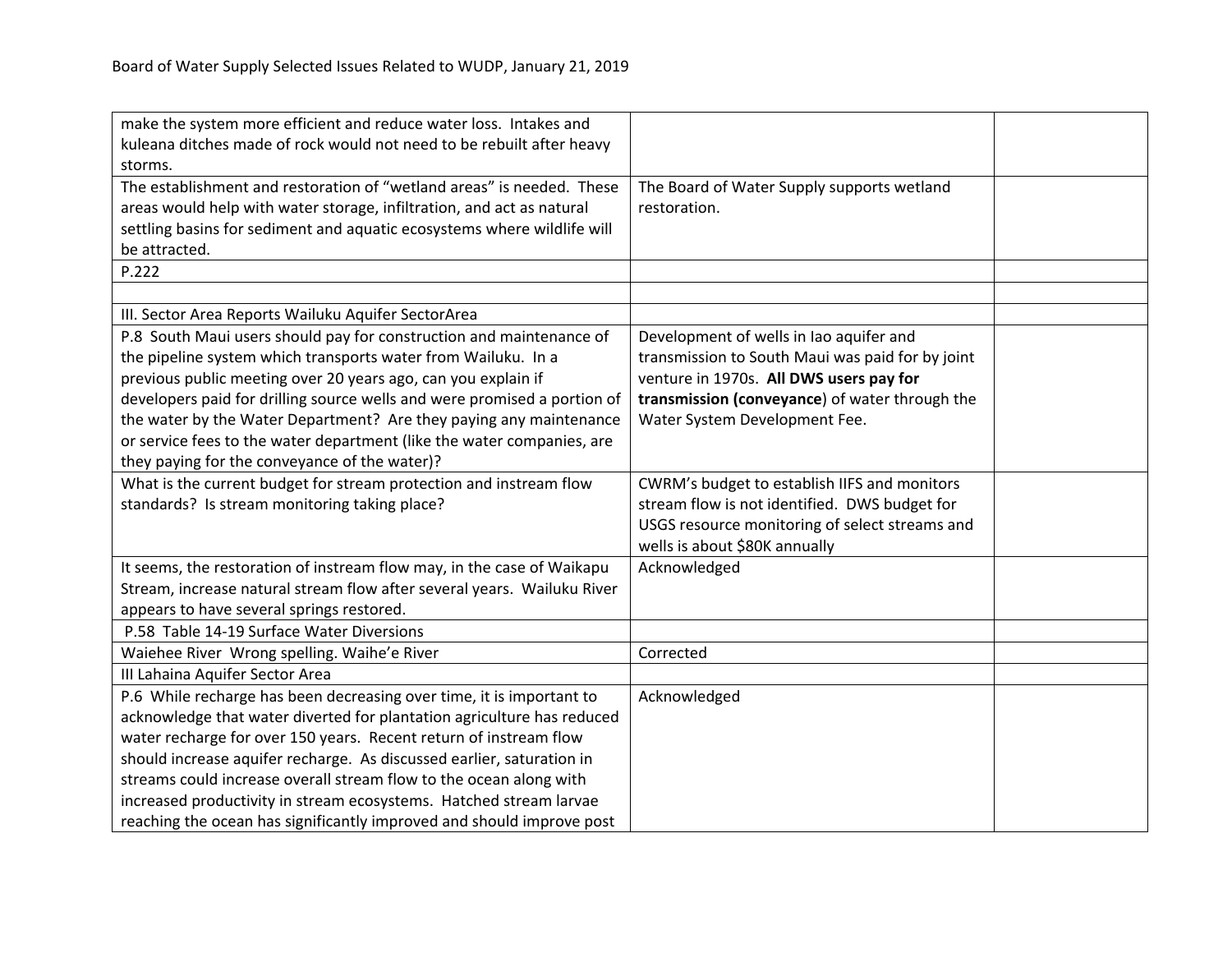| | | |
|---|---|---|
| make the system more efficient and reduce water loss. Intakes and kuleana ditches made of rock would not need to be rebuilt after heavy storms. | | |
| The establishment and restoration of “wetland areas” is needed. These areas would help with water storage, infiltration, and act as natural settling basins for sediment and aquatic ecosystems where wildlife will be attracted. | The Board of Water Supply supports wetland restoration. | |
| P.222 | | |
| | | |
| III. Sector Area Reports Wailuku Aquifer SectorArea | | |
| P.8 South Maui users should pay for construction and maintenance of the pipeline system which transports water from Wailuku. In a previous public meeting over 20 years ago, can you explain if developers paid for drilling source wells and were promised a portion of the water by the Water Department? Are they paying any maintenance or service fees to the water department (like the water companies, are they paying for the conveyance of the water)? | Development of wells in Iao aquifer and transmission to South Maui was paid for by joint venture in 1970s. **All DWS users pay for transmission (conveyance**) of water through the Water System Development Fee. | |
| What is the current budget for stream protection and instream flow standards? Is stream monitoring taking place? | CWRM’s budget to establish IIFS and monitors stream flow is not identified. DWS budget for USGS resource monitoring of select streams and wells is about $80K annually | |
| It seems, the restoration of instream flow may, in the case of Waikapu Stream, increase natural stream flow after several years. Wailuku River appears to have several springs restored. | Acknowledged | |
| P.58 Table 14-19 Surface Water Diversions | | |
| Waiehee River Wrong spelling. Waihe’e River | Corrected | |
| III Lahaina Aquifer Sector Area | | |
| P.6 While recharge has been decreasing over time, it is important to acknowledge that water diverted for plantation agriculture has reduced water recharge for over 150 years. Recent return of instream flow should increase aquifer recharge. As discussed earlier, saturation in streams could increase overall stream flow to the ocean along with increased productivity in stream ecosystems. Hatched stream larvae reaching the ocean has significantly improved and should improve post | Acknowledged | |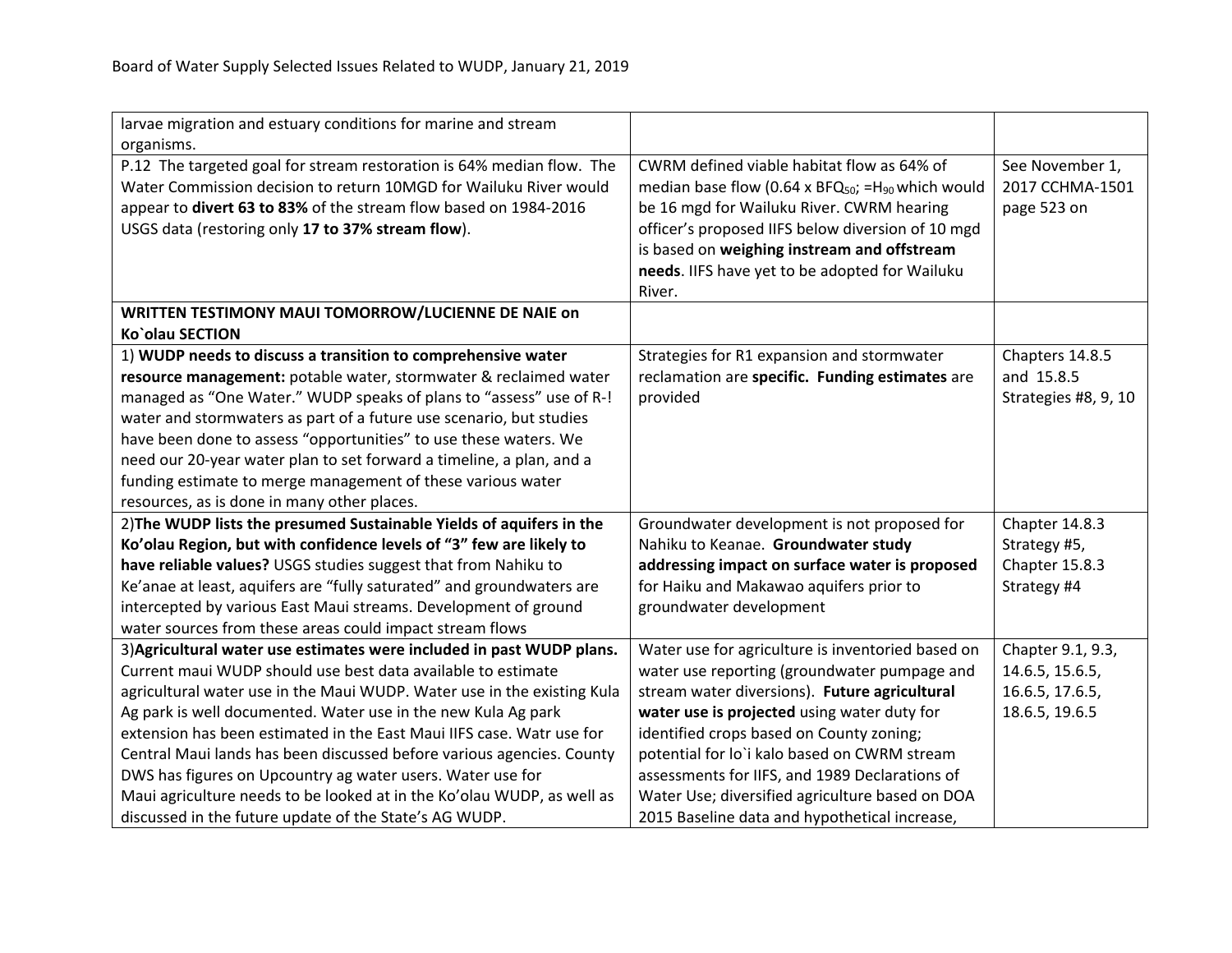| | | |
|---|---|---|
| larvae migration and estuary conditions for marine and stream organisms. | | |
| P.12 The targeted goal for stream restoration is 64% median flow. The Water Commission decision to return 10MGD for Wailuku River would appear to **divert 63 to 83%** of the stream flow based on 1984-2016 USGS data (restoring only **17 to 37% stream flow**). | CWRM defined viable habitat flow as 64% of median base flow (0.64 x $BFQ_{50}$; $=H_{90}$ which would be 16 mgd for Wailuku River. CWRM hearing officer's proposed IIFS below diversion of 10 mgd is based on **weighing instream and offstream needs**. IIFS have yet to be adopted for Wailuku River. | See November 1, 2017 CCHMA-1501 page 523 on |
| **WRITTEN TESTIMONY MAUI TOMORROW/LUCIENNE DE NAIE on Ko`olau SECTION** | | |
| 1) **WUDP needs to discuss a transition to comprehensive water resource management:** potable water, stormwater & reclaimed water managed as "One Water." WUDP speaks of plans to "assess" use of R-! water and stormwaters as part of a future use scenario, but studies have been done to assess "opportunities" to use these waters. We need our 20-year water plan to set forward a timeline, a plan, and a funding estimate to merge management of these various water resources, as is done in many other places. | Strategies for R1 expansion and stormwater reclamation are **specific. Funding estimates** are provided | Chapters 14.8.5 and 15.8.5 Strategies #8, 9, 10 |
| 2)**The WUDP lists the presumed Sustainable Yields of aquifers in the Ko'olau Region, but with confidence levels of "3" few are likely to have reliable values?** USGS studies suggest that from Nahiku to Ke'anae at least, aquifers are "fully saturated" and groundwaters are intercepted by various East Maui streams. Development of ground water sources from these areas could impact stream flows | Groundwater development is not proposed for Nahiku to Keanae. **Groundwater study addressing impact on surface water is proposed** for Haiku and Makawao aquifers prior to groundwater development | Chapter 14.8.3 Strategy #5, Chapter 15.8.3 Strategy #4 |
| 3)**Agricultural water use estimates were included in past WUDP plans.** Current maui WUDP should use best data available to estimate agricultural water use in the Maui WUDP. Water use in the existing Kula Ag park is well documented. Water use in the new Kula Ag park extension has been estimated in the East Maui IIFS case. Watr use for Central Maui lands has been discussed before various agencies. County DWS has figures on Upcountry ag water users. Water use for Maui agriculture needs to be looked at in the Ko'olau WUDP, as well as discussed in the future update of the State's AG WUDP. | Water use for agriculture is inventoried based on water use reporting (groundwater pumpage and stream water diversions). **Future agricultural water use is projected** using water duty for identified crops based on County zoning; potential for lo`i kalo based on CWRM stream assessments for IIFS, and 1989 Declarations of Water Use; diversified agriculture based on DOA 2015 Baseline data and hypothetical increase, | Chapter 9.1, 9.3, 14.6.5, 15.6.5, 16.6.5, 17.6.5, 18.6.5, 19.6.5 |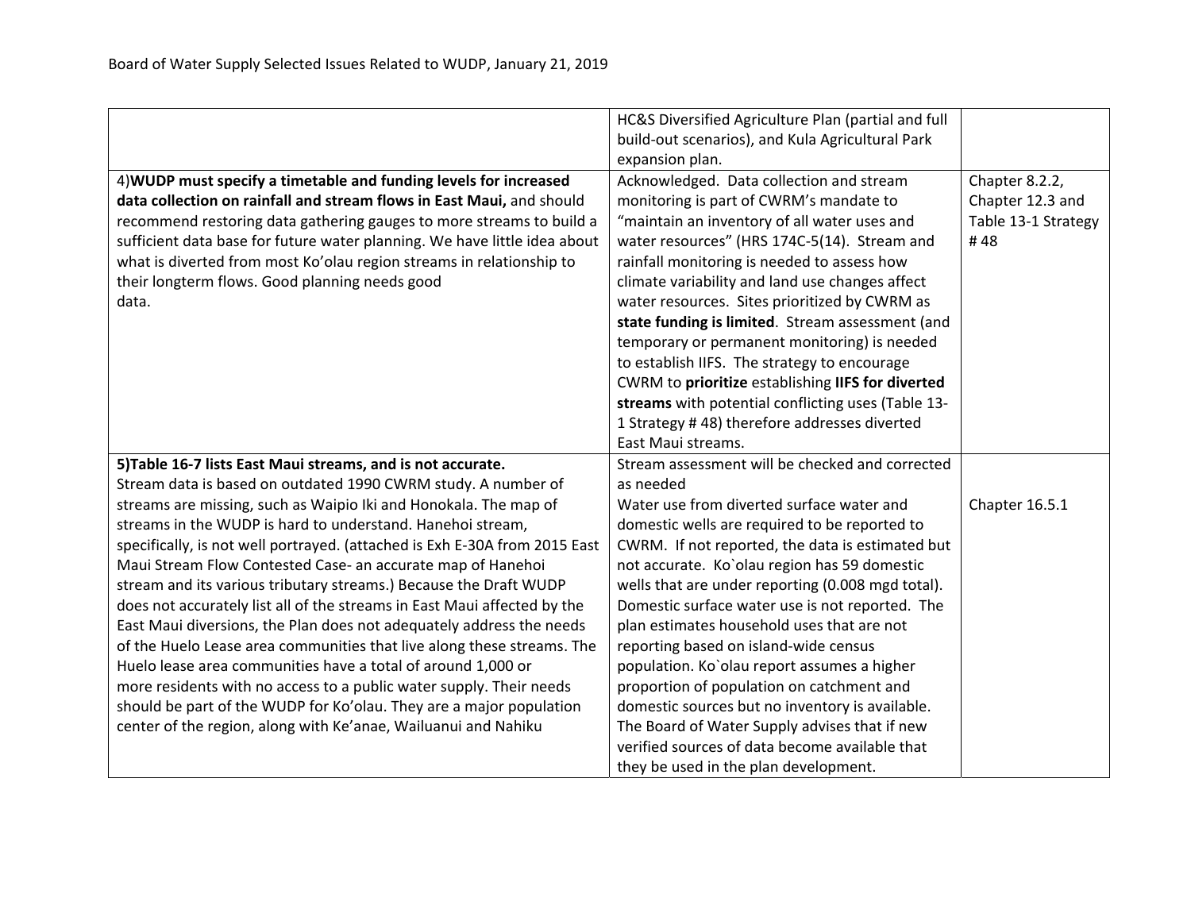| | | |
|---|---|---|
| | HC&S Diversified Agriculture Plan (partial and full build-out scenarios), and Kula Agricultural Park expansion plan. | |
| 4)**WUDP must specify a timetable and funding levels for increased data collection on rainfall and stream flows in East Maui,** and should recommend restoring data gathering gauges to more streams to build a sufficient data base for future water planning. We have little idea about what is diverted from most Ko'olau region streams in relationship to their longterm flows. Good planning needs good data. | Acknowledged. Data collection and stream monitoring is part of CWRM's mandate to "maintain an inventory of all water uses and water resources" (HRS 174C-5(14). Stream and rainfall monitoring is needed to assess how climate variability and land use changes affect water resources. Sites prioritized by CWRM as **state funding is limited**. Stream assessment (and temporary or permanent monitoring) is needed to establish IIFS. The strategy to encourage CWRM to **prioritize** establishing **IIFS for diverted streams** with potential conflicting uses (Table 13-1 Strategy # 48) therefore addresses diverted East Maui streams. | Chapter 8.2.2, Chapter 12.3 and Table 13-1 Strategy # 48 |
| **5)Table 16-7 lists East Maui streams, and is not accurate.** Stream data is based on outdated 1990 CWRM study. A number of streams are missing, such as Waipio Iki and Honokala. The map of streams in the WUDP is hard to understand. Hanehoi stream, specifically, is not well portrayed. (attached is Exh E-30A from 2015 East Maui Stream Flow Contested Case- an accurate map of Hanehoi stream and its various tributary streams.) Because the Draft WUDP does not accurately list all of the streams in East Maui affected by the East Maui diversions, the Plan does not adequately address the needs of the Huelo Lease area communities that live along these streams. The Huelo lease area communities have a total of around 1,000 or more residents with no access to a public water supply. Their needs should be part of the WUDP for Ko'olau. They are a major population center of the region, along with Ke'anae, Wailuanui and Nahiku | Stream assessment will be checked and corrected as needed<br>Water use from diverted surface water and domestic wells are required to be reported to CWRM. If not reported, the data is estimated but not accurate. Ko`olau region has 59 domestic wells that are under reporting (0.008 mgd total). Domestic surface water use is not reported. The plan estimates household uses that are not reporting based on island-wide census population. Ko`olau report assumes a higher proportion of population on catchment and domestic sources but no inventory is available. The Board of Water Supply advises that if new verified sources of data become available that they be used in the plan development. | Chapter 16.5.1 |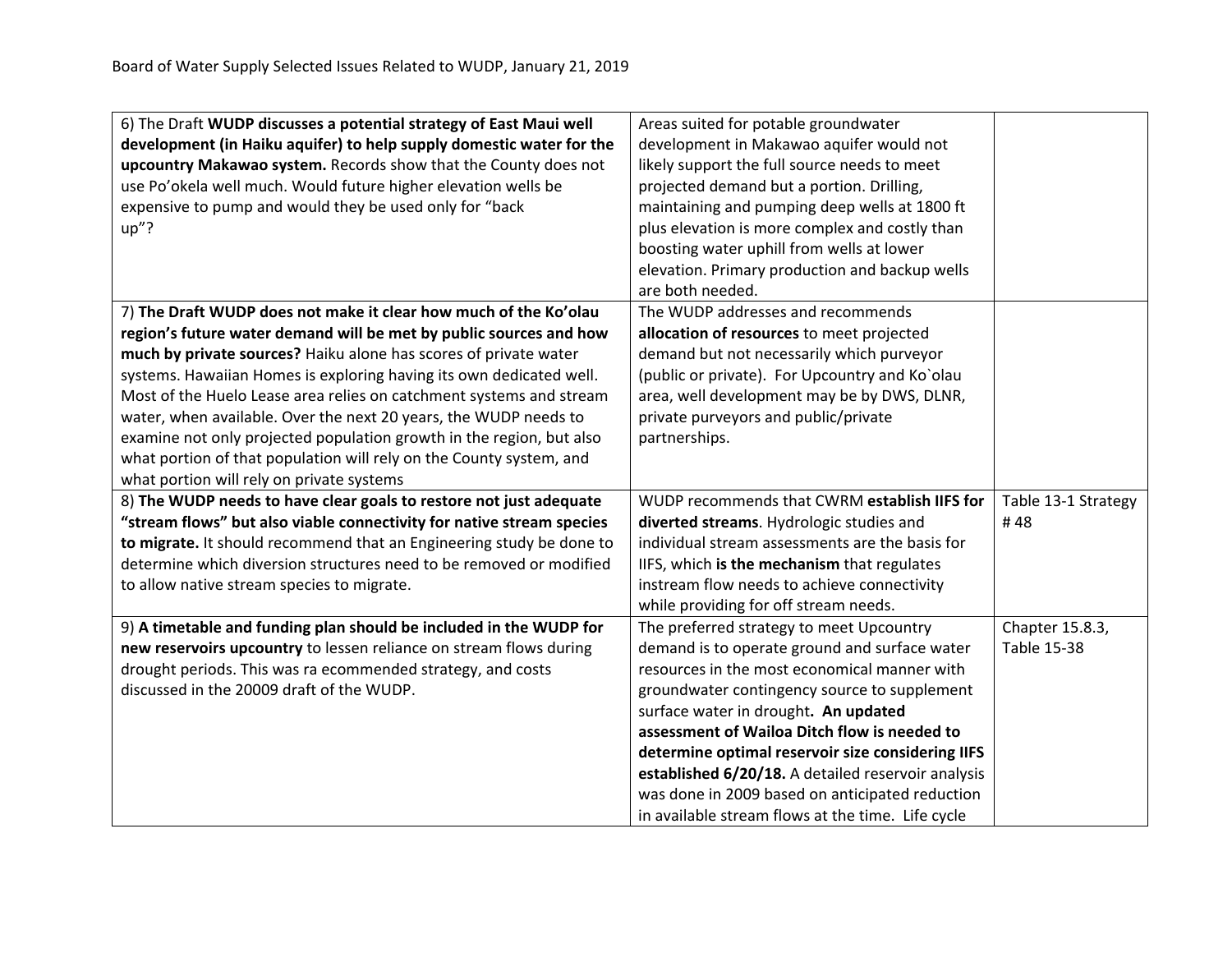Board of Water Supply Selected Issues Related to WUDP, January 21, 2019

| | | |
|---|---|---|
| 6) The Draft **WUDP discusses a potential strategy of East Maui well development (in Haiku aquifer) to help supply domestic water for the upcountry Makawao system.** Records show that the County does not use Po'okela well much. Would future higher elevation wells be expensive to pump and would they be used only for "back up"? | Areas suited for potable groundwater development in Makawao aquifer would not likely support the full source needs to meet projected demand but a portion. Drilling, maintaining and pumping deep wells at 1800 ft plus elevation is more complex and costly than boosting water uphill from wells at lower elevation. Primary production and backup wells are both needed. | |
| 7) **The Draft WUDP does not make it clear how much of the Ko'olau region's future water demand will be met by public sources and how much by private sources?** Haiku alone has scores of private water systems. Hawaiian Homes is exploring having its own dedicated well. Most of the Huelo Lease area relies on catchment systems and stream water, when available. Over the next 20 years, the WUDP needs to examine not only projected population growth in the region, but also what portion of that population will rely on the County system, and what portion will rely on private systems | The WUDP addresses and recommends **allocation of resources** to meet projected demand but not necessarily which purveyor (public or private). For Upcountry and Ko`olau area, well development may be by DWS, DLNR, private purveyors and public/private partnerships. | |
| 8) **The WUDP needs to have clear goals to restore not just adequate "stream flows" but also viable connectivity for native stream species to migrate.** It should recommend that an Engineering study be done to determine which diversion structures need to be removed or modified to allow native stream species to migrate. | WUDP recommends that CWRM **establish IIFS for diverted streams**. Hydrologic studies and individual stream assessments are the basis for IIFS, which **is the mechanism** that regulates instream flow needs to achieve connectivity while providing for off stream needs. | Table 13-1 Strategy # 48 |
| 9) **A timetable and funding plan should be included in the WUDP for new reservoirs upcountry** to lessen reliance on stream flows during drought periods. This was ra ecommended strategy, and costs discussed in the 20009 draft of the WUDP. | The preferred strategy to meet Upcountry demand is to operate ground and surface water resources in the most economical manner with groundwater contingency source to supplement surface water in drought**. An updated assessment of Wailoa Ditch flow is needed to determine optimal reservoir size considering IIFS established 6/20/18.** A detailed reservoir analysis was done in 2009 based on anticipated reduction in available stream flows at the time. Life cycle | Chapter 15.8.3, Table 15-38 |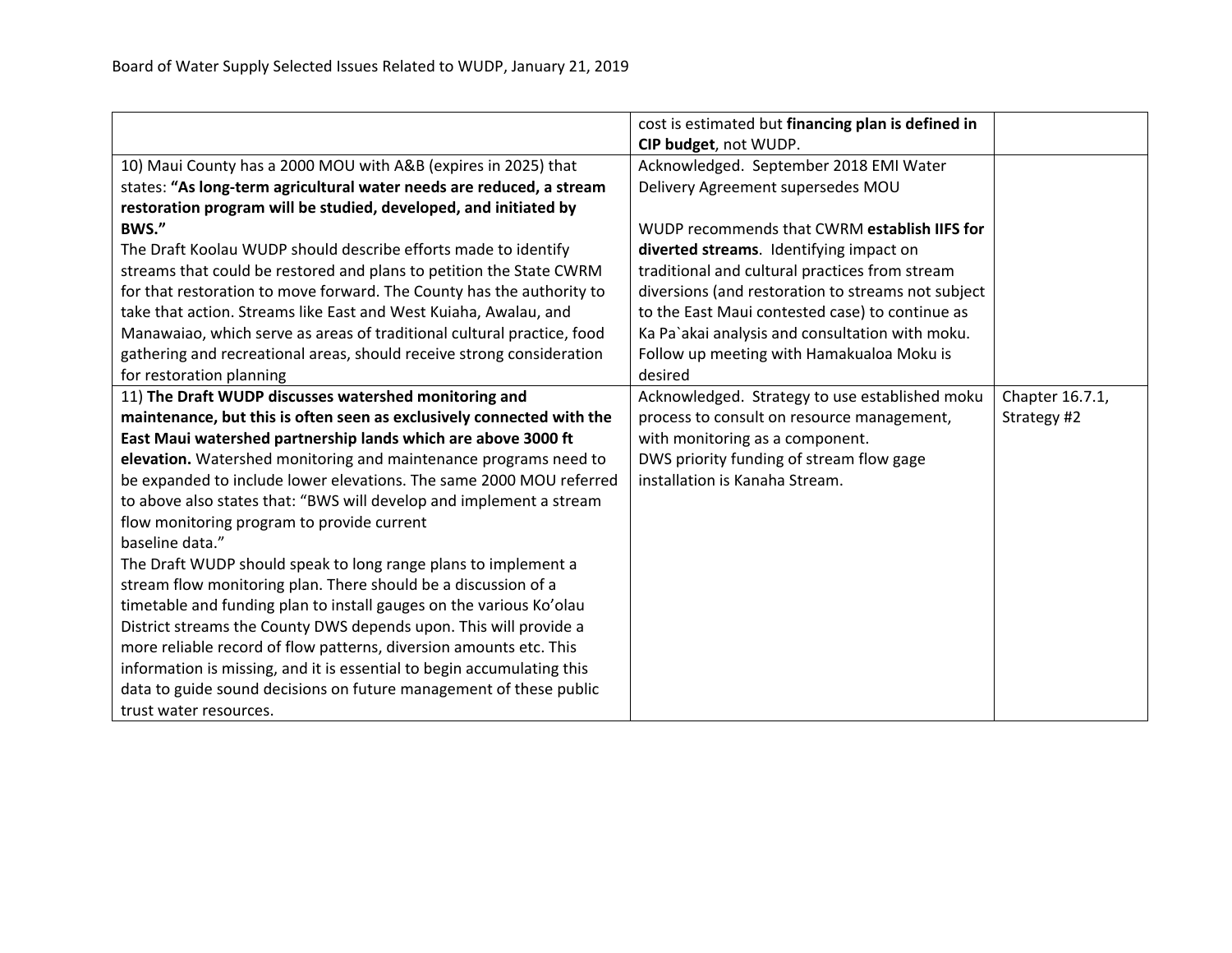Board of Water Supply Selected Issues Related to WUDP, January 21, 2019

| | | |
|---|---|---|
| | cost is estimated but **financing plan is defined in CIP budget**, not WUDP. | |
| 10) Maui County has a 2000 MOU with A&B (expires in 2025) that states: **"As long-term agricultural water needs are reduced, a stream restoration program will be studied, developed, and initiated by BWS."**<br>The Draft Koolau WUDP should describe efforts made to identify streams that could be restored and plans to petition the State CWRM for that restoration to move forward. The County has the authority to take that action. Streams like East and West Kuiaha, Awalau, and Manawaiao, which serve as areas of traditional cultural practice, food gathering and recreational areas, should receive strong consideration for restoration planning | Acknowledged. September 2018 EMI Water Delivery Agreement supersedes MOU<br><br>WUDP recommends that CWRM **establish IIFS for diverted streams**. Identifying impact on traditional and cultural practices from stream diversions (and restoration to streams not subject to the East Maui contested case) to continue as Ka Pa`akai analysis and consultation with moku. Follow up meeting with Hamakualoa Moku is desired | |
| 11) **The Draft WUDP discusses watershed monitoring and maintenance, but this is often seen as exclusively connected with the East Maui watershed partnership lands which are above 3000 ft elevation.** Watershed monitoring and maintenance programs need to be expanded to include lower elevations. The same 2000 MOU referred to above also states that: "BWS will develop and implement a stream flow monitoring program to provide current baseline data."<br>The Draft WUDP should speak to long range plans to implement a stream flow monitoring plan. There should be a discussion of a timetable and funding plan to install gauges on the various Ko'olau District streams the County DWS depends upon. This will provide a more reliable record of flow patterns, diversion amounts etc. This information is missing, and it is essential to begin accumulating this data to guide sound decisions on future management of these public trust water resources. | Acknowledged. Strategy to use established moku process to consult on resource management, with monitoring as a component.<br>DWS priority funding of stream flow gage installation is Kanaha Stream. | Chapter 16.7.1, Strategy #2 |